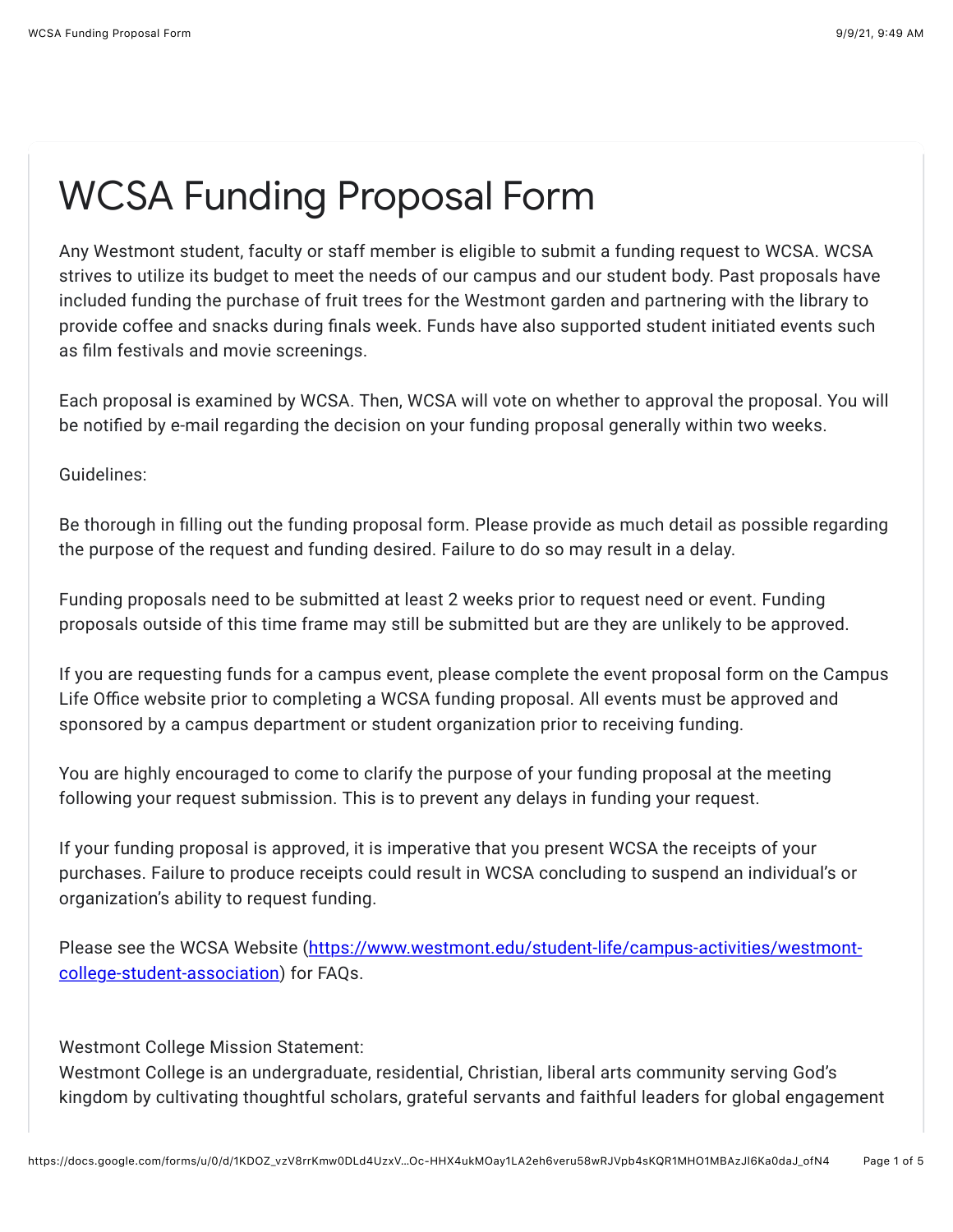# WCSA Funding Proposal Form

Any Westmont student, faculty or staff member is eligible to submit a funding request to WCSA. WCSA strives to utilize its budget to meet the needs of our campus and our student body. Past proposals have included funding the purchase of fruit trees for the Westmont garden and partnering with the library to provide coffee and snacks during finals week. Funds have also supported student initiated events such as film festivals and movie screenings.

Each proposal is examined by WCSA. Then, WCSA will vote on whether to approval the proposal. You will be notified by e-mail regarding the decision on your funding proposal generally within two weeks.

Guidelines:

Be thorough in filling out the funding proposal form. Please provide as much detail as possible regarding the purpose of the request and funding desired. Failure to do so may result in a delay.

Funding proposals need to be submitted at least 2 weeks prior to request need or event. Funding proposals outside of this time frame may still be submitted but are they are unlikely to be approved.

If you are requesting funds for a campus event, please complete the event proposal form on the Campus Life Office website prior to completing a WCSA funding proposal. All events must be approved and sponsored by a campus department or student organization prior to receiving funding.

You are highly encouraged to come to clarify the purpose of your funding proposal at the meeting following your request submission. This is to prevent any delays in funding your request.

If your funding proposal is approved, it is imperative that you present WCSA the receipts of your purchases. Failure to produce receipts could result in WCSA concluding to suspend an individual's or organization's ability to request funding.

Please see the WCSA Website ([https://www.westmont.edu/student-life/campus-activities/westmont-college-student-association](https://www.westmont.edu/student-life/campus-activities/westmont-college-student-association)) for FAQs.

Westmont College Mission Statement:
Westmont College is an undergraduate, residential, Christian, liberal arts community serving God's kingdom by cultivating thoughtful scholars, grateful servants and faithful leaders for global engagement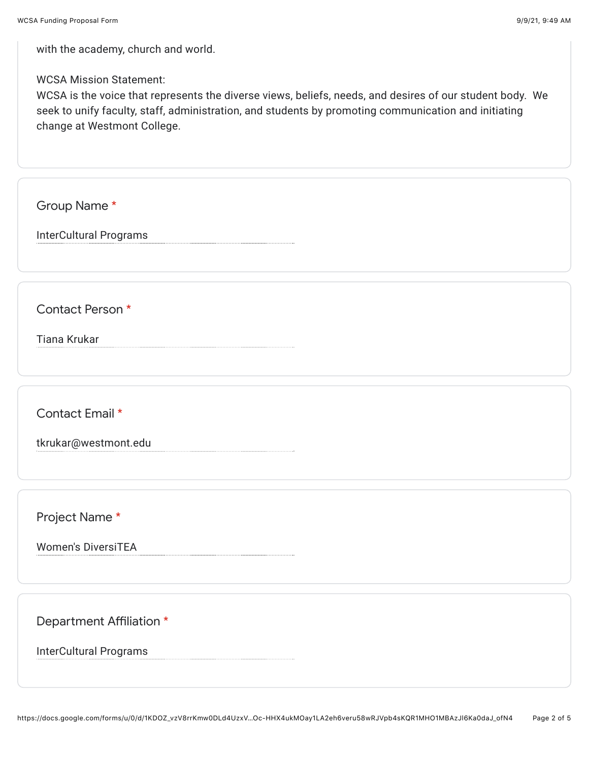with the academy, church and world.

WCSA Mission Statement:
WCSA is the voice that represents the diverse views, beliefs, needs, and desires of our student body. We seek to unify faculty, staff, administration, and students by promoting communication and initiating change at Westmont College.

**Group Name** *

InterCultural Programs

**Contact Person** *

Tiana Krukar

**Contact Email** *

tkrukar@westmont.edu

**Project Name** *

Women's DiversiTEA

**Department Affiliation** *

InterCultural Programs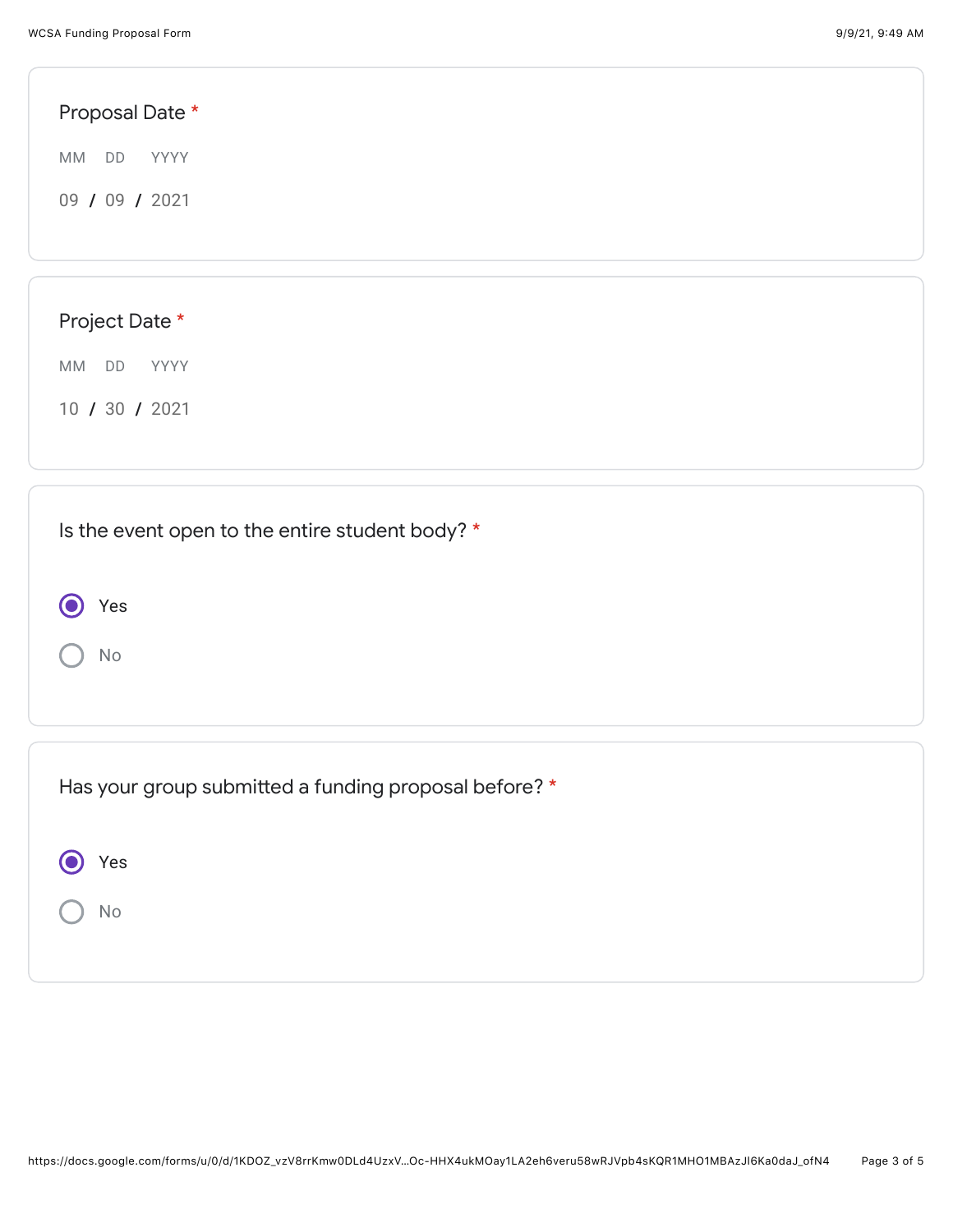Proposal Date *

MM DD YYYY

09 / 09 / 2021

Project Date *

MM DD YYYY

10 / 30 / 2021

Is the event open to the entire student body? *

- (●) Yes
- ( ) No

Has your group submitted a funding proposal before? *

- (●) Yes
- ( ) No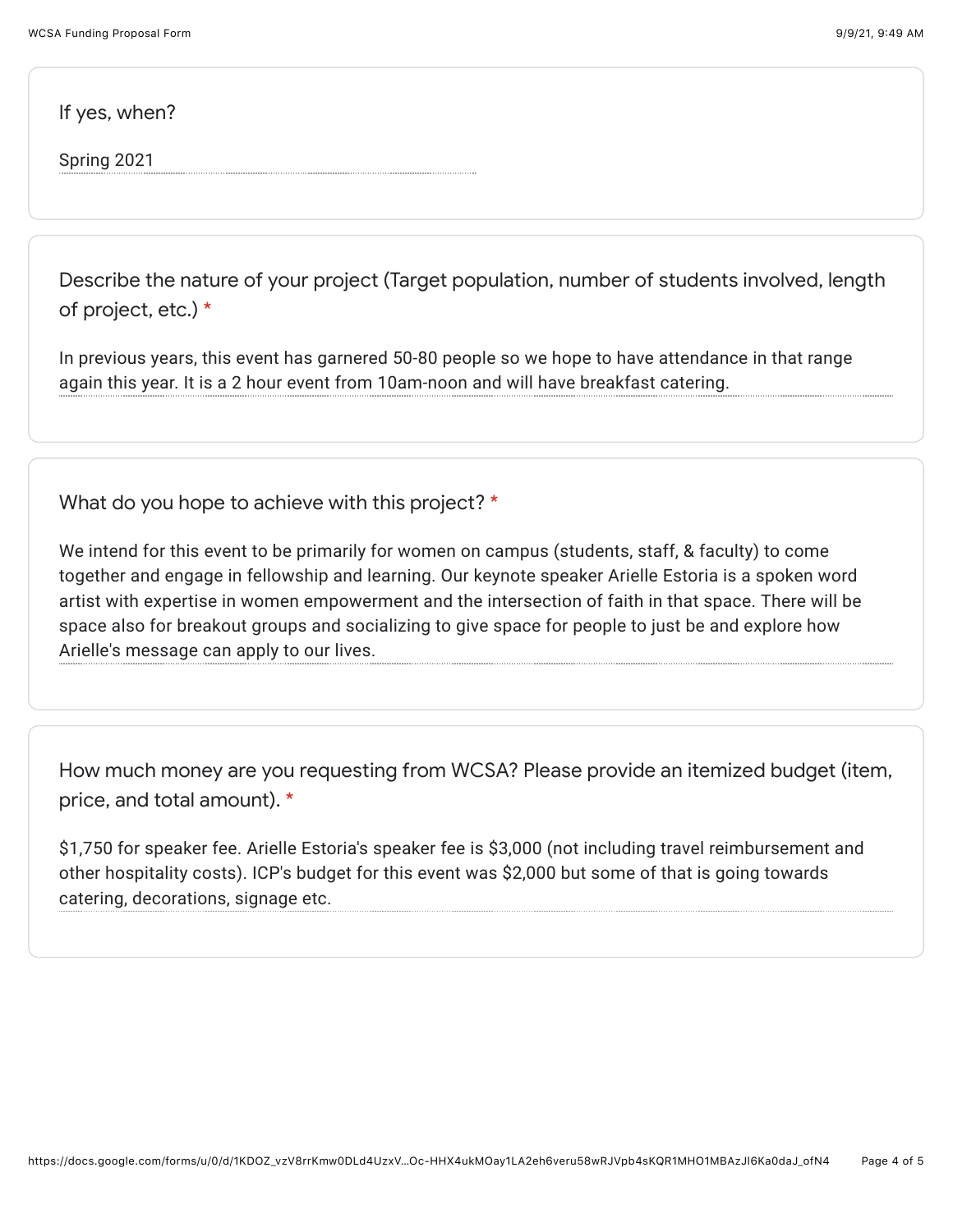If yes, when?

Spring 2021

Describe the nature of your project (Target population, number of students involved, length of project, etc.) *

In previous years, this event has garnered 50-80 people so we hope to have attendance in that range again this year. It is a 2 hour event from 10am-noon and will have breakfast catering.

What do you hope to achieve with this project? *

We intend for this event to be primarily for women on campus (students, staff, & faculty) to come together and engage in fellowship and learning. Our keynote speaker Arielle Estoria is a spoken word artist with expertise in women empowerment and the intersection of faith in that space. There will be space also for breakout groups and socializing to give space for people to just be and explore how Arielle's message can apply to our lives.

How much money are you requesting from WCSA? Please provide an itemized budget (item, price, and total amount). *

$1,750 for speaker fee. Arielle Estoria's speaker fee is $3,000 (not including travel reimbursement and other hospitality costs). ICP's budget for this event was $2,000 but some of that is going towards catering, decorations, signage etc.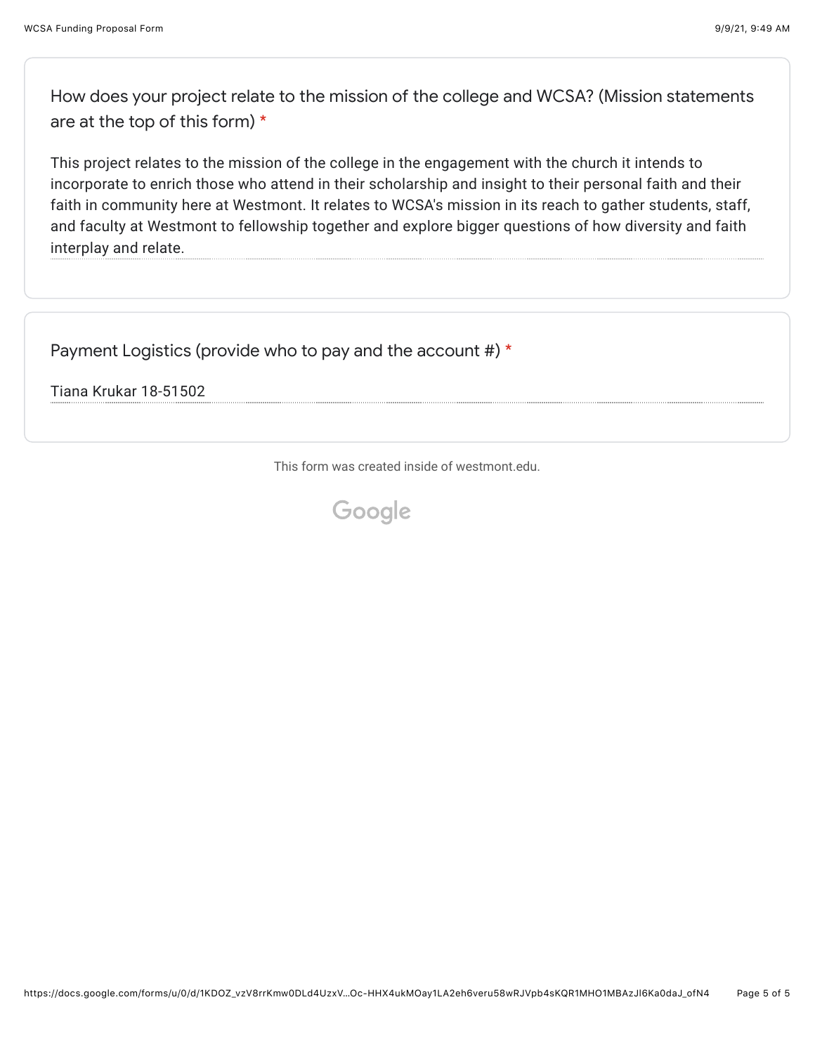How does your project relate to the mission of the college and WCSA? (Mission statements are at the top of this form) *

This project relates to the mission of the college in the engagement with the church it intends to incorporate to enrich those who attend in their scholarship and insight to their personal faith and their faith in community here at Westmont. It relates to WCSA's mission in its reach to gather students, staff, and faculty at Westmont to fellowship together and explore bigger questions of how diversity and faith interplay and relate.

Payment Logistics (provide who to pay and the account #) *

Tiana Krukar 18-51502

This form was created inside of westmont.edu.

Google